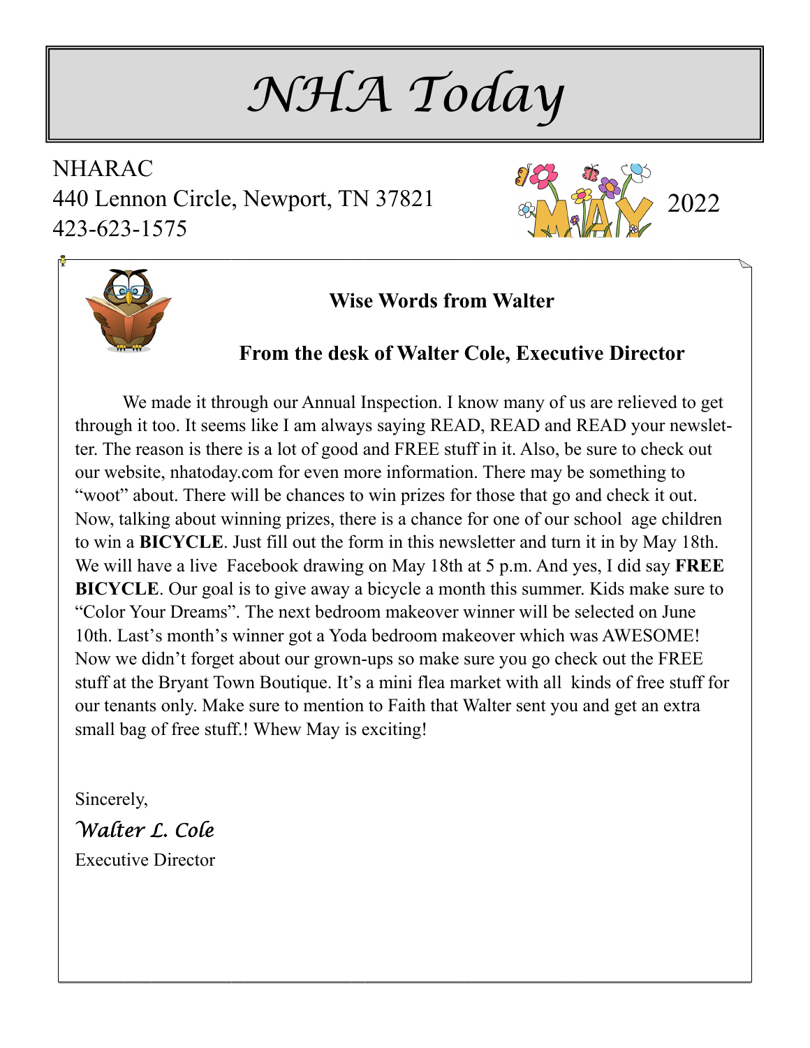# *NHA Today*

NHARAC
440 Lennon Circle, Newport, TN 37821
423-623-1575

MAY 2022

## Wise Words from Walter

### From the desk of Walter Cole, Executive Director

We made it through our Annual Inspection. I know many of us are relieved to get through it too. It seems like I am always saying READ, READ and READ your newsletter. The reason is there is a lot of good and FREE stuff in it. Also, be sure to check out our website, nhatoday.com for even more information. There may be something to "woot" about. There will be chances to win prizes for those that go and check it out. Now, talking about winning prizes, there is a chance for one of our school age children to win a **BICYCLE**. Just fill out the form in this newsletter and turn it in by May 18th. We will have a live Facebook drawing on May 18th at 5 p.m. And yes, I did say **FREE BICYCLE**. Our goal is to give away a bicycle a month this summer. Kids make sure to "Color Your Dreams". The next bedroom makeover winner will be selected on June 10th. Last's month's winner got a Yoda bedroom makeover which was AWESOME! Now we didn't forget about our grown-ups so make sure you go check out the FREE stuff at the Bryant Town Boutique. It's a mini flea market with all kinds of free stuff for our tenants only. Make sure to mention to Faith that Walter sent you and get an extra small bag of free stuff.! Whew May is exciting!

Sincerely,

*Walter L. Cole*

Executive Director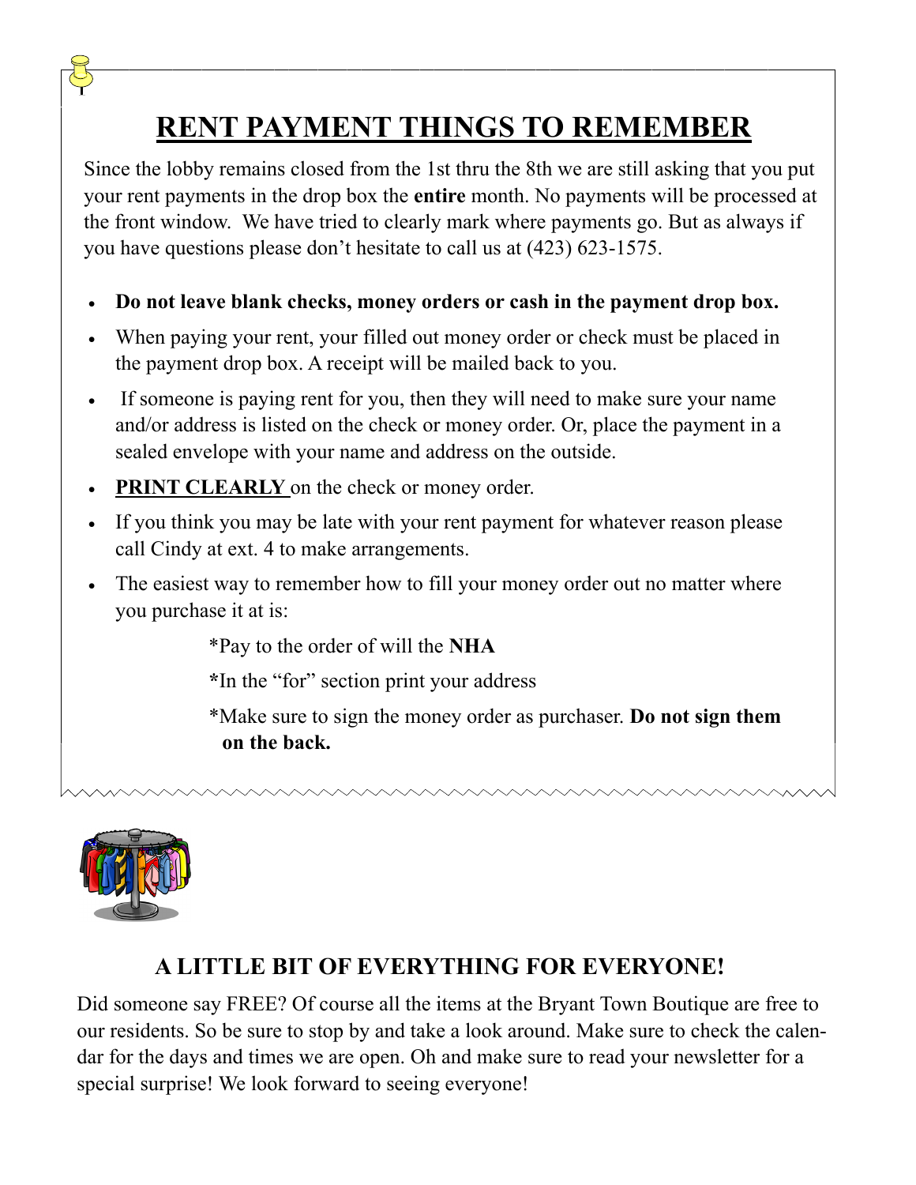# RENT PAYMENT THINGS TO REMEMBER

Since the lobby remains closed from the 1st thru the 8th we are still asking that you put your rent payments in the drop box the **entire** month. No payments will be processed at the front window. We have tried to clearly mark where payments go. But as always if you have questions please don't hesitate to call us at (423) 623-1575.

- **Do not leave blank checks, money orders or cash in the payment drop box.**
- When paying your rent, your filled out money order or check must be placed in the payment drop box. A receipt will be mailed back to you.
- If someone is paying rent for you, then they will need to make sure your name and/or address is listed on the check or money order. Or, place the payment in a sealed envelope with your name and address on the outside.
- **PRINT CLEARLY** on the check or money order.
- If you think you may be late with your rent payment for whatever reason please call Cindy at ext. 4 to make arrangements.
- The easiest way to remember how to fill your money order out no matter where you purchase it at is:

  *Pay to the order of will the **NHA**

  *In the "for" section print your address

  *Make sure to sign the money order as purchaser. **Do not sign them on the back.**

## A LITTLE BIT OF EVERYTHING FOR EVERYONE!

Did someone say FREE? Of course all the items at the Bryant Town Boutique are free to our residents. So be sure to stop by and take a look around. Make sure to check the calendar for the days and times we are open. Oh and make sure to read your newsletter for a special surprise! We look forward to seeing everyone!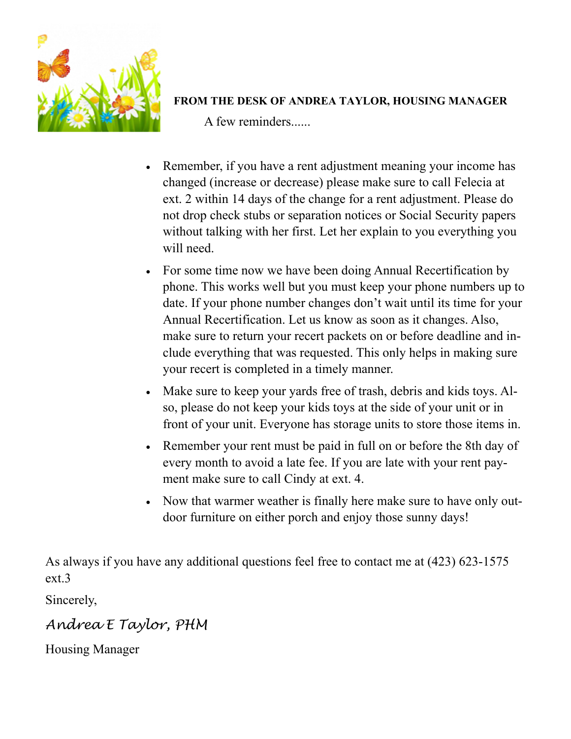**FROM THE DESK OF ANDREA TAYLOR, HOUSING MANAGER**

A few reminders......

- Remember, if you have a rent adjustment meaning your income has changed (increase or decrease) please make sure to call Felecia at ext. 2 within 14 days of the change for a rent adjustment. Please do not drop check stubs or separation notices or Social Security papers without talking with her first. Let her explain to you everything you will need.
- For some time now we have been doing Annual Recertification by phone. This works well but you must keep your phone numbers up to date. If your phone number changes don't wait until its time for your Annual Recertification. Let us know as soon as it changes. Also, make sure to return your recert packets on or before deadline and include everything that was requested. This only helps in making sure your recert is completed in a timely manner.
- Make sure to keep your yards free of trash, debris and kids toys. Also, please do not keep your kids toys at the side of your unit or in front of your unit. Everyone has storage units to store those items in.
- Remember your rent must be paid in full on or before the 8th day of every month to avoid a late fee. If you are late with your rent payment make sure to call Cindy at ext. 4.
- Now that warmer weather is finally here make sure to have only outdoor furniture on either porch and enjoy those sunny days!

As always if you have any additional questions feel free to contact me at (423) 623-1575 ext.3

Sincerely,

*Andrea E Taylor, PHM*

Housing Manager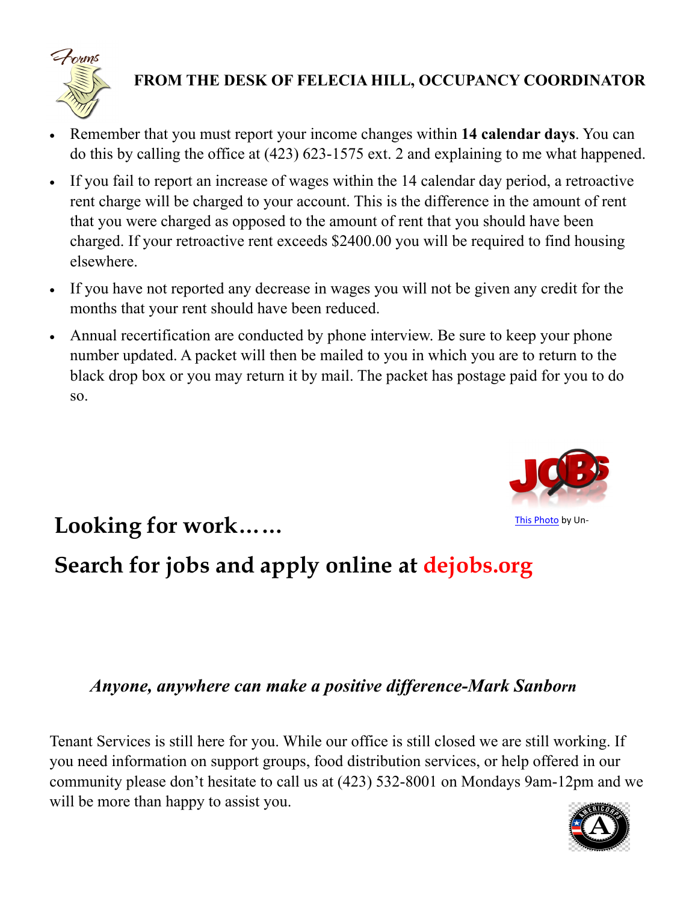## FROM THE DESK OF FELECIA HILL, OCCUPANCY COORDINATOR

- Remember that you must report your income changes within **14 calendar days**. You can do this by calling the office at (423) 623-1575 ext. 2 and explaining to me what happened.
- If you fail to report an increase of wages within the 14 calendar day period, a retroactive rent charge will be charged to your account. This is the difference in the amount of rent that you were charged as opposed to the amount of rent that you should have been charged. If your retroactive rent exceeds $2400.00 you will be required to find housing elsewhere.
- If you have not reported any decrease in wages you will not be given any credit for the months that your rent should have been reduced.
- Annual recertification are conducted by phone interview. Be sure to keep your phone number updated. A packet will then be mailed to you in which you are to return to the black drop box or you may return it by mail. The packet has postage paid for you to do so.

This Photo by Un-

## Looking for work……

## Search for jobs and apply online at dejobs.org

***Anyone, anywhere can make a positive difference-Mark Sanborn***

Tenant Services is still here for you. While our office is still closed we are still working. If you need information on support groups, food distribution services, or help offered in our community please don't hesitate to call us at (423) 532-8001 on Mondays 9am-12pm and we will be more than happy to assist you.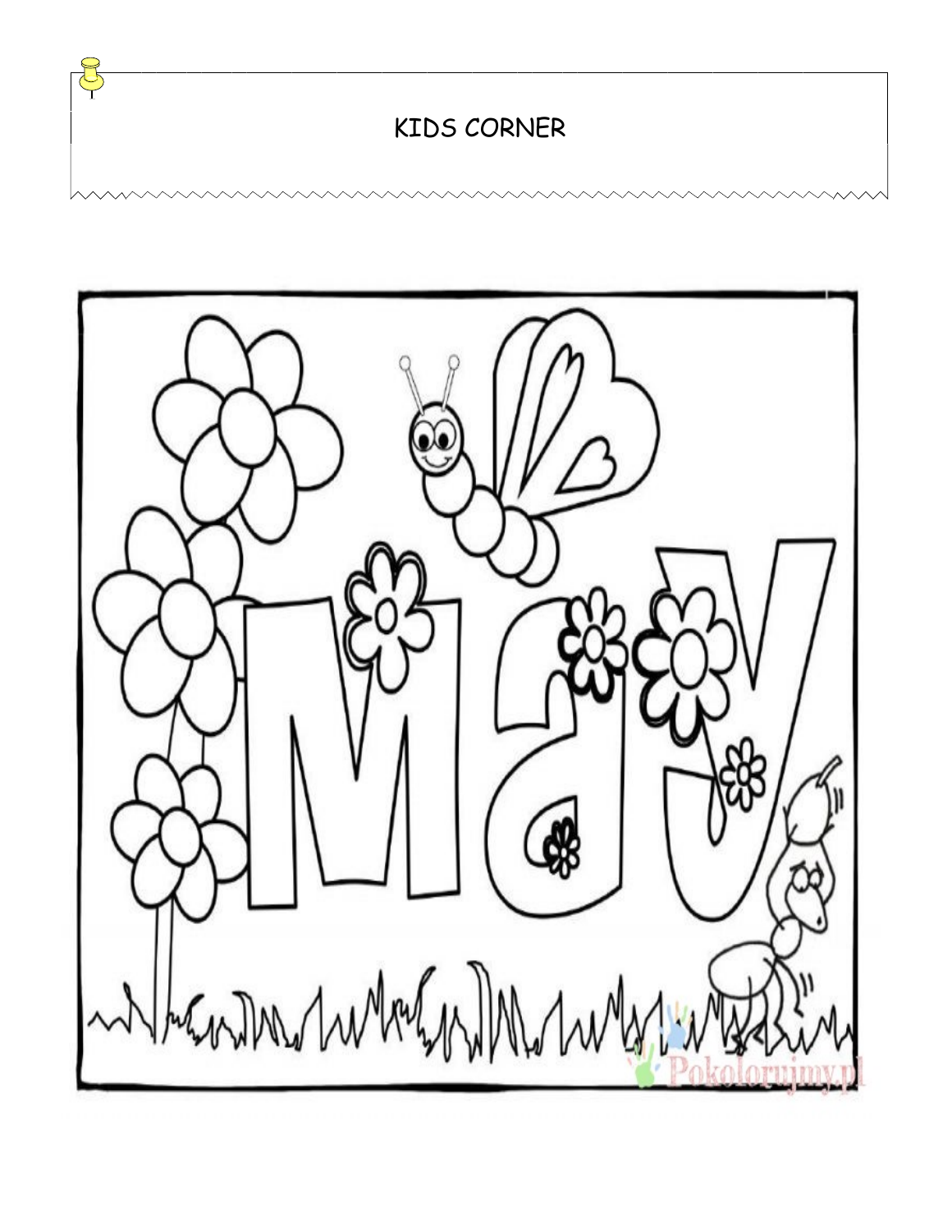# KIDS CORNER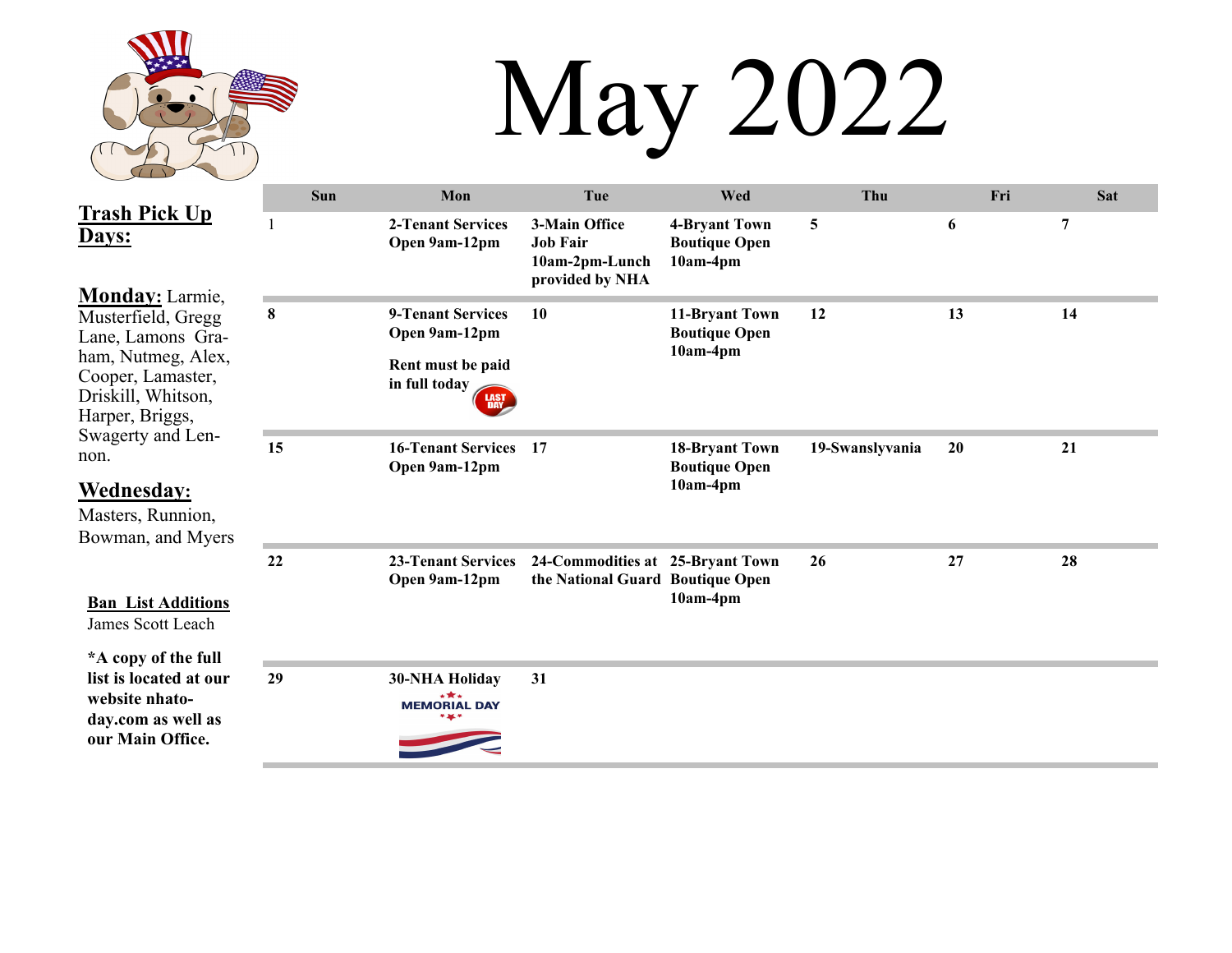# May 2022

## Trash Pick Up Days:

**Monday:** Larmie, Musterfield, Gregg Lane, Lamons Graham, Nutmeg, Alex, Cooper, Lamaster, Driskill, Whitson, Harper, Briggs, Swagerty and Lennon.

**Wednesday:** Masters, Runnion, Bowman, and Myers

**Ban List Additions**

James Scott Leach

***A copy of the full list is located at our website nhatoday.com as well as our Main Office.**

| Sun | Mon | Tue | Wed | Thu | Fri | Sat |
|---|---|---|---|---|---|---|
| 1 | **2-Tenant Services Open 9am-12pm** | **3-Main Office Job Fair 10am-2pm-Lunch provided by NHA** | **4-Bryant Town Boutique Open 10am-4pm** | **5** | **6** | **7** |
| **8** | **9-Tenant Services Open 9am-12pm**<br>**Rent must be paid in full today** LAST DAY | **10** | **11-Bryant Town Boutique Open 10am-4pm** | **12** | **13** | **14** |
| **15** | **16-Tenant Services Open 9am-12pm** | **17** | **18-Bryant Town Boutique Open 10am-4pm** | **19-Swanslyvania** | **20** | **21** |
| **22** | **23-Tenant Services Open 9am-12pm** | **24-Commodities at the National Guard** | **25-Bryant Town Boutique Open 10am-4pm** | **26** | **27** | **28** |
| **29** | **30-NHA Holiday** MEMORIAL DAY | **31** | | | | |